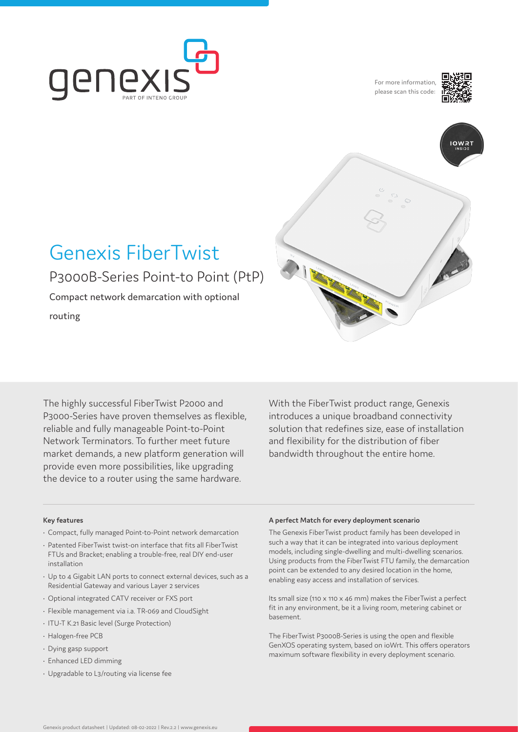genexis
PART OF INTENO GROUP

For more information, please scan this code:

# Genexis FiberTwist

## P3000B-Series Point-to Point (PtP)

Compact network demarcation with optional routing

The highly successful FiberTwist P2000 and P3000-Series have proven themselves as flexible, reliable and fully manageable Point-to-Point Network Terminators. To further meet future market demands, a new platform generation will provide even more possibilities, like upgrading the device to a router using the same hardware.

With the FiberTwist product range, Genexis introduces a unique broadband connectivity solution that redefines size, ease of installation and flexibility for the distribution of fiber bandwidth throughout the entire home.

### Key features

- Compact, fully managed Point-to-Point network demarcation
- Patented FiberTwist twist-on interface that fits all FiberTwist FTUs and Bracket; enabling a trouble-free, real DIY end-user installation
- Up to 4 Gigabit LAN ports to connect external devices, such as a Residential Gateway and various Layer 2 services
- Optional integrated CATV receiver or FXS port
- Flexible management via i.a. TR-069 and CloudSight
- ITU-T K.21 Basic level (Surge Protection)
- Halogen-free PCB
- Dying gasp support
- Enhanced LED dimming
- Upgradable to L3/routing via license fee

### A perfect Match for every deployment scenario

The Genexis FiberTwist product family has been developed in such a way that it can be integrated into various deployment models, including single-dwelling and multi-dwelling scenarios. Using products from the FiberTwist FTU family, the demarcation point can be extended to any desired location in the home, enabling easy access and installation of services.

Its small size (110 x 110 x 46 mm) makes the FiberTwist a perfect fit in any environment, be it a living room, metering cabinet or basement.

The FiberTwist P3000B-Series is using the open and flexible GenXOS operating system, based on ioWrt. This offers operators maximum software flexibility in every deployment scenario.

Genexis product datasheet | Updated: 08-02-2022 | Rev.2.2 | www.genexis.eu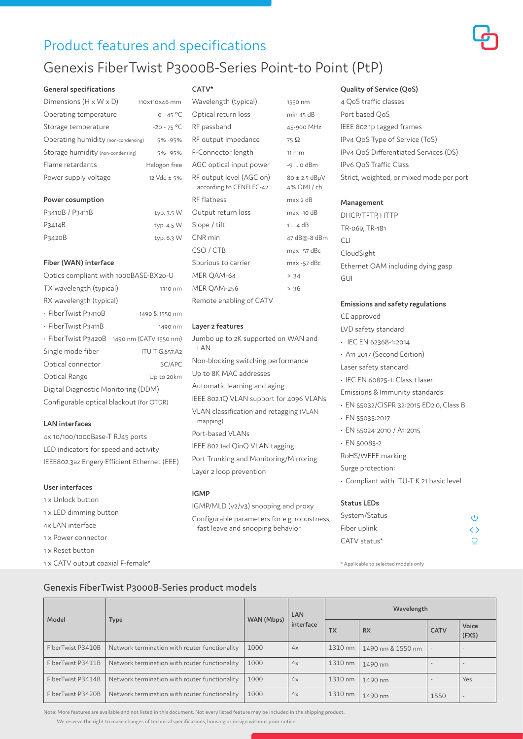# Product features and specifications

## Genexis FiberTwist P3000B-Series Point-to Point (PtP)

### General specifications

| | |
|---|---|
| Dimensions (H x W x D) | 110x110x46 mm |
| Operating temperature | 0 - 45 °C |
| Storage temperature | -20 - 75 °C |
| Operating humidity (non-condensing) | 5% -95% |
| Storage humidity (non-condensing) | 5% -95% |
| Flame retardants | Halogen free |
| Power supply voltage | 12 Vdc ± 5% |

### Power cosumption

| | |
|---|---|
| P3410B / P3411B | typ. 3.5 W |
| P3414B | typ. 4.5 W |
| P3420B | typ. 6.3 W |

### Fiber (WAN) interface

Optics compliant with 1000BASE-BX20-U

| | |
|---|---|
| TX wavelength (typical) | 1310 nm |
| RX wavelength (typical) | |
| · FiberTwist P3410B | 1490 & 1550 nm |
| · FiberTwist P3411B | 1490 nm |
| · FiberTwist P3420B | 1490 nm (CATV 1550 nm) |
| Single mode fiber | ITU-T G.657.A2 |
| Optical connector | SC/APC |
| Optical Range | Up to 20km |

Digital Diagnostic Monitoring (DDM)

Configurable optical blackout (for OTDR)

### LAN interfaces

4x 10/100/1000Base-T RJ45 ports

LED indicators for speed and activity

IEEE802.3az Engery Efficient Ethernet (EEE)

### User interfaces

1 x Unlock button

1 x LED dimming button

4x LAN interface

1 x Power connector

1 x Reset button

1 x CATV output coaxial F-female*

### CATV*

| | |
|---|---|
| Wavelength (typical) | 1550 nm |
| Optical return loss | min 45 dB |
| RF passband | 45-900 MHz |
| RF output impedance | 75 Ω |
| F-Connector length | 11 mm |
| AGC optical input power | -9 ... 0 dBm |
| RF output level (AGC on) according to CENELEC-42 | 80 ± 2.5 dBμV 4% OMI / ch |
| RF flatness | max 2 dB |
| Output return loss | max -10 dB |
| Slope / tilt | 1 ... 4 dB |
| CNR min | 47 dB@-8 dBm |
| CSO / CTB | max -57 dBc |
| Spurious to carrier | max -57 dBc |
| MER QAM-64 | > 34 |
| MER QAM-256 | > 36 |

Remote enabling of CATV

### Layer 2 features

Jumbo up to 2K supported on WAN and LAN

Non-blocking switching performance

Up to 8K MAC addresses

Automatic learning and aging

IEEE 802.1Q VLAN support for 4096 VLANs

VLAN classification and retagging (VLAN mapping)

Port-based VLANs

IEEE 802.1ad QinQ VLAN tagging

Port Trunking and Monitoring/Mirroring

Layer 2 loop prevention

### IGMP

IGMP/MLD (v2/v3) snooping and proxy

Configurable parameters for e.g. robustness, fast leave and snooping behavior

### Quality of Service (QoS)

4 QoS traffic classes

Port based QoS

IEEE 802.1p tagged frames

IPv4 QoS Type of Service (ToS)

IPv4 QoS Differentiated Services (DS)

IPv6 QoS Traffic Class

Strict, weighted, or mixed mode per port

### Management

DHCP/TFTP, HTTP

TR-069, TR-181

CLI

CloudSight

Ethernet OAM including dying gasp

GUI

### Emissions and safety regulations

CE approved

LVD safety standard:

- IEC EN 62368-1:2014
- A11 2017 (Second Edition)

Laser safety standard:

- IEC EN 60825-1: Class 1 laser

Emissions & Immunity standards:

- EN 55032/CISPR 32:2015 ED2.0, Class B
- EN 55035:2017
- EN 55024:2010 / A1:2015
- EN 50083-2

RoHS/WEEE marking

Surge protection:

- Compliant with ITU-T K.21 basic level

### Status LEDs

System/Status

Fiber uplink

CATV status*

\* Applicable to selected models only

## Genexis FiberTwist P3000B-Series product models

| Model | Type | WAN (Mbps) | LAN interface | Wavelength | | | |
|---|---|---|---|---|---|---|---|
| | | | | TX | RX | CATV | Voice (FXS) |
| FiberTwist P3410B | Network termination with router functionality | 1000 | 4x | 1310 nm | 1490 nm & 1550 nm | - | - |
| FiberTwist P3411B | Network termination with router functionality | 1000 | 4x | 1310 nm | 1490 nm | - | - |
| FiberTwist P3414B | Network termination with router functionality | 1000 | 4x | 1310 nm | 1490 nm | - | Yes |
| FiberTwist P3420B | Network termination with router functionality | 1000 | 4x | 1310 nm | 1490 nm | 1550 | - |

Note: More features are available and not listed in this document. Not every listed feature may be included in the shipping product.
We reserve the right to make changes of technical specifications, housing or design without prior notice..